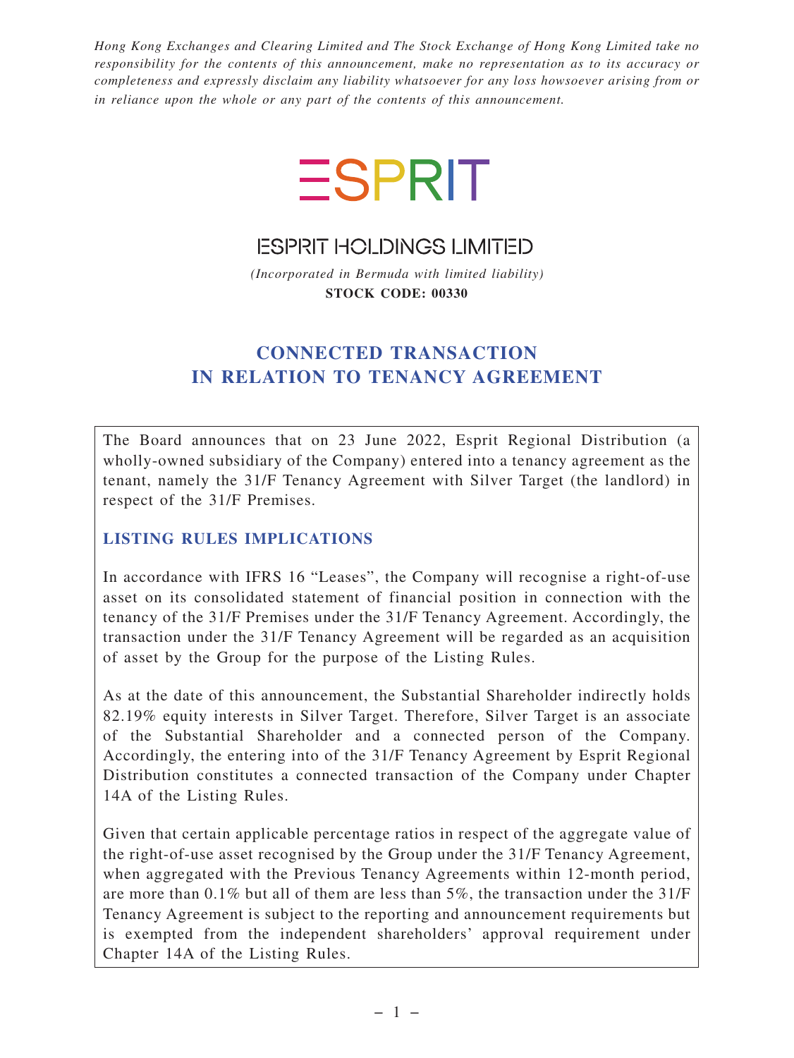*Hong Kong Exchanges and Clearing Limited and The Stock Exchange of Hong Kong Limited take no responsibility for the contents of this announcement, make no representation as to its accuracy or completeness and expressly disclaim any liability whatsoever for any loss howsoever arising from or in reliance upon the whole or any part of the contents of this announcement.*

ESPRIT

# ESPRIT HOLDINGS LIMITED

*(Incorporated in Bermuda with limited liability)*

**STOCK CODE: 00330**

# CONNECTED TRANSACTION IN RELATION TO TENANCY AGREEMENT

The Board announces that on 23 June 2022, Esprit Regional Distribution (a wholly-owned subsidiary of the Company) entered into a tenancy agreement as the tenant, namely the 31/F Tenancy Agreement with Silver Target (the landlord) in respect of the 31/F Premises.

## LISTING RULES IMPLICATIONS

In accordance with IFRS 16 "Leases", the Company will recognise a right-of-use asset on its consolidated statement of financial position in connection with the tenancy of the 31/F Premises under the 31/F Tenancy Agreement. Accordingly, the transaction under the 31/F Tenancy Agreement will be regarded as an acquisition of asset by the Group for the purpose of the Listing Rules.

As at the date of this announcement, the Substantial Shareholder indirectly holds 82.19% equity interests in Silver Target. Therefore, Silver Target is an associate of the Substantial Shareholder and a connected person of the Company. Accordingly, the entering into of the 31/F Tenancy Agreement by Esprit Regional Distribution constitutes a connected transaction of the Company under Chapter 14A of the Listing Rules.

Given that certain applicable percentage ratios in respect of the aggregate value of the right-of-use asset recognised by the Group under the 31/F Tenancy Agreement, when aggregated with the Previous Tenancy Agreements within 12-month period, are more than 0.1% but all of them are less than 5%, the transaction under the 31/F Tenancy Agreement is subject to the reporting and announcement requirements but is exempted from the independent shareholders' approval requirement under Chapter 14A of the Listing Rules.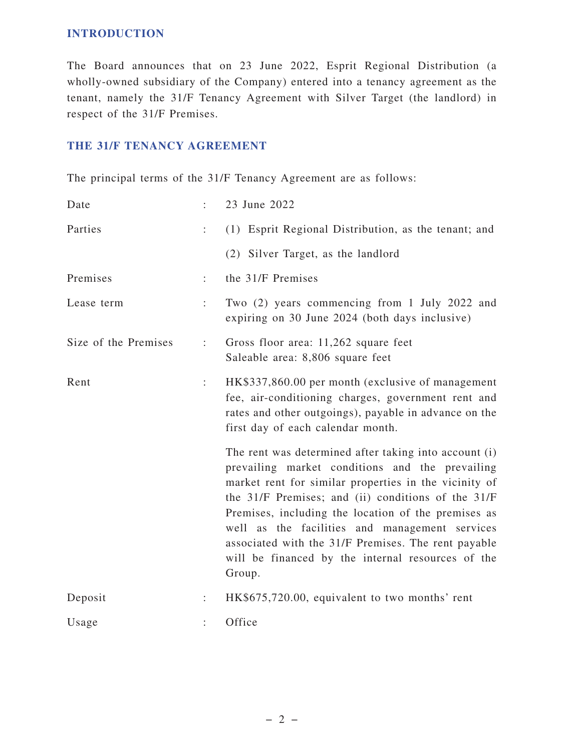## INTRODUCTION

The Board announces that on 23 June 2022, Esprit Regional Distribution (a wholly-owned subsidiary of the Company) entered into a tenancy agreement as the tenant, namely the 31/F Tenancy Agreement with Silver Target (the landlord) in respect of the 31/F Premises.

## THE 31/F TENANCY AGREEMENT

The principal terms of the 31/F Tenancy Agreement are as follows:

| | | |
|---|---|---|
| Date | : | 23 June 2022 |
| Parties | : | (1) Esprit Regional Distribution, as the tenant; and |
| | | (2) Silver Target, as the landlord |
| Premises | : | the 31/F Premises |
| Lease term | : | Two (2) years commencing from 1 July 2022 and expiring on 30 June 2024 (both days inclusive) |
| Size of the Premises | : | Gross floor area: 11,262 square feet<br>Saleable area: 8,806 square feet |
| Rent | : | HK$337,860.00 per month (exclusive of management fee, air-conditioning charges, government rent and rates and other outgoings), payable in advance on the first day of each calendar month. |
| | | The rent was determined after taking into account (i) prevailing market conditions and the prevailing market rent for similar properties in the vicinity of the 31/F Premises; and (ii) conditions of the 31/F Premises, including the location of the premises as well as the facilities and management services associated with the 31/F Premises. The rent payable will be financed by the internal resources of the Group. |
| Deposit | : | HK$675,720.00, equivalent to two months' rent |
| Usage | : | Office |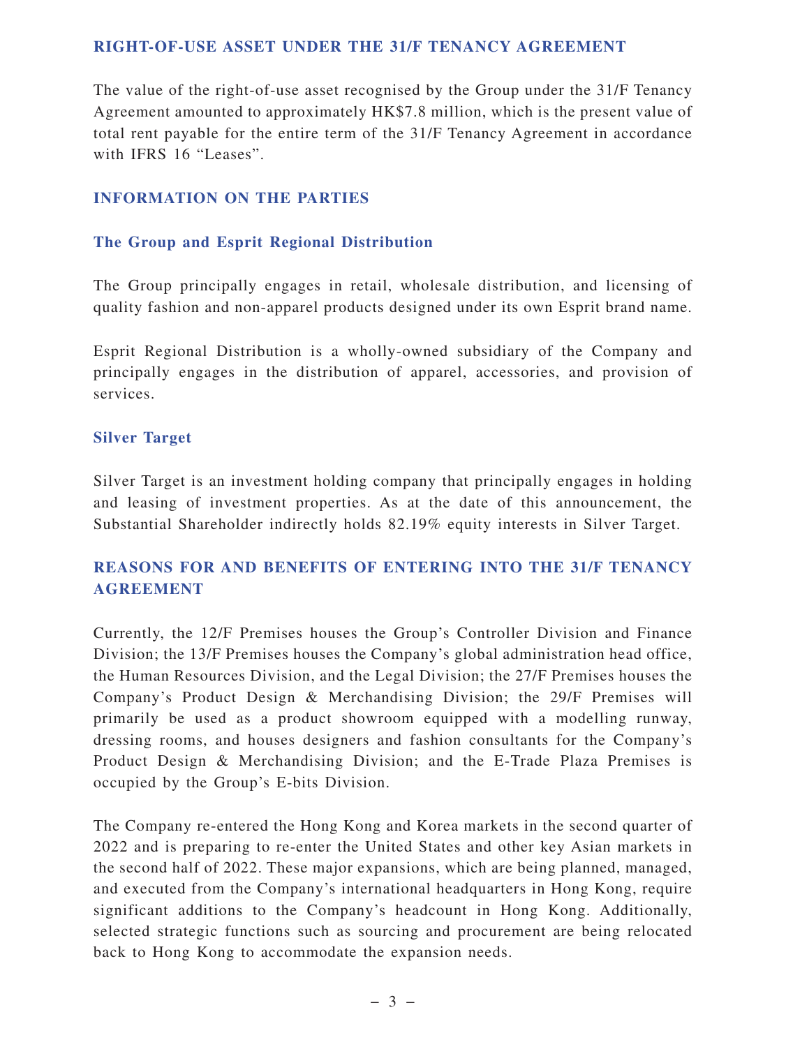## RIGHT-OF-USE ASSET UNDER THE 31/F TENANCY AGREEMENT

The value of the right-of-use asset recognised by the Group under the 31/F Tenancy Agreement amounted to approximately HK$7.8 million, which is the present value of total rent payable for the entire term of the 31/F Tenancy Agreement in accordance with IFRS 16 "Leases".

## INFORMATION ON THE PARTIES

### The Group and Esprit Regional Distribution

The Group principally engages in retail, wholesale distribution, and licensing of quality fashion and non-apparel products designed under its own Esprit brand name.

Esprit Regional Distribution is a wholly-owned subsidiary of the Company and principally engages in the distribution of apparel, accessories, and provision of services.

### Silver Target

Silver Target is an investment holding company that principally engages in holding and leasing of investment properties. As at the date of this announcement, the Substantial Shareholder indirectly holds 82.19% equity interests in Silver Target.

## REASONS FOR AND BENEFITS OF ENTERING INTO THE 31/F TENANCY AGREEMENT

Currently, the 12/F Premises houses the Group's Controller Division and Finance Division; the 13/F Premises houses the Company's global administration head office, the Human Resources Division, and the Legal Division; the 27/F Premises houses the Company's Product Design & Merchandising Division; the 29/F Premises will primarily be used as a product showroom equipped with a modelling runway, dressing rooms, and houses designers and fashion consultants for the Company's Product Design & Merchandising Division; and the E-Trade Plaza Premises is occupied by the Group's E-bits Division.

The Company re-entered the Hong Kong and Korea markets in the second quarter of 2022 and is preparing to re-enter the United States and other key Asian markets in the second half of 2022. These major expansions, which are being planned, managed, and executed from the Company's international headquarters in Hong Kong, require significant additions to the Company's headcount in Hong Kong. Additionally, selected strategic functions such as sourcing and procurement are being relocated back to Hong Kong to accommodate the expansion needs.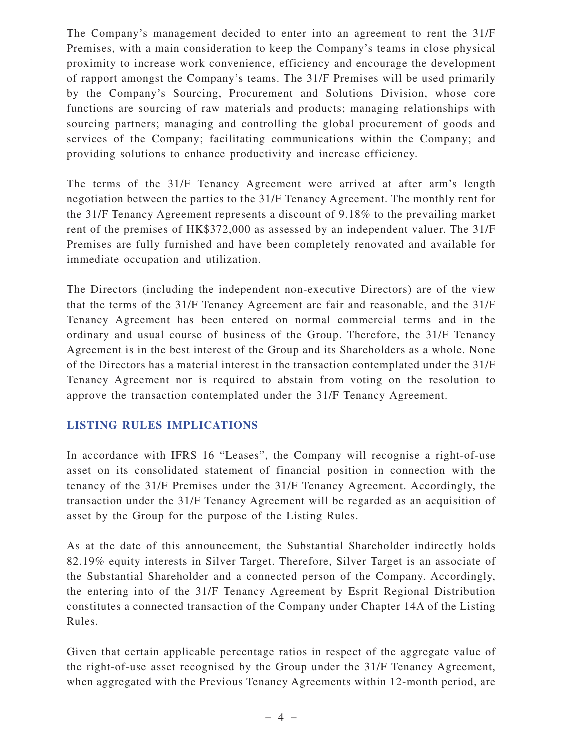The Company's management decided to enter into an agreement to rent the 31/F Premises, with a main consideration to keep the Company's teams in close physical proximity to increase work convenience, efficiency and encourage the development of rapport amongst the Company's teams. The 31/F Premises will be used primarily by the Company's Sourcing, Procurement and Solutions Division, whose core functions are sourcing of raw materials and products; managing relationships with sourcing partners; managing and controlling the global procurement of goods and services of the Company; facilitating communications within the Company; and providing solutions to enhance productivity and increase efficiency.

The terms of the 31/F Tenancy Agreement were arrived at after arm's length negotiation between the parties to the 31/F Tenancy Agreement. The monthly rent for the 31/F Tenancy Agreement represents a discount of 9.18% to the prevailing market rent of the premises of HK$372,000 as assessed by an independent valuer. The 31/F Premises are fully furnished and have been completely renovated and available for immediate occupation and utilization.

The Directors (including the independent non-executive Directors) are of the view that the terms of the 31/F Tenancy Agreement are fair and reasonable, and the 31/F Tenancy Agreement has been entered on normal commercial terms and in the ordinary and usual course of business of the Group. Therefore, the 31/F Tenancy Agreement is in the best interest of the Group and its Shareholders as a whole. None of the Directors has a material interest in the transaction contemplated under the 31/F Tenancy Agreement nor is required to abstain from voting on the resolution to approve the transaction contemplated under the 31/F Tenancy Agreement.

## LISTING RULES IMPLICATIONS

In accordance with IFRS 16 "Leases", the Company will recognise a right-of-use asset on its consolidated statement of financial position in connection with the tenancy of the 31/F Premises under the 31/F Tenancy Agreement. Accordingly, the transaction under the 31/F Tenancy Agreement will be regarded as an acquisition of asset by the Group for the purpose of the Listing Rules.

As at the date of this announcement, the Substantial Shareholder indirectly holds 82.19% equity interests in Silver Target. Therefore, Silver Target is an associate of the Substantial Shareholder and a connected person of the Company. Accordingly, the entering into of the 31/F Tenancy Agreement by Esprit Regional Distribution constitutes a connected transaction of the Company under Chapter 14A of the Listing Rules.

Given that certain applicable percentage ratios in respect of the aggregate value of the right-of-use asset recognised by the Group under the 31/F Tenancy Agreement, when aggregated with the Previous Tenancy Agreements within 12-month period, are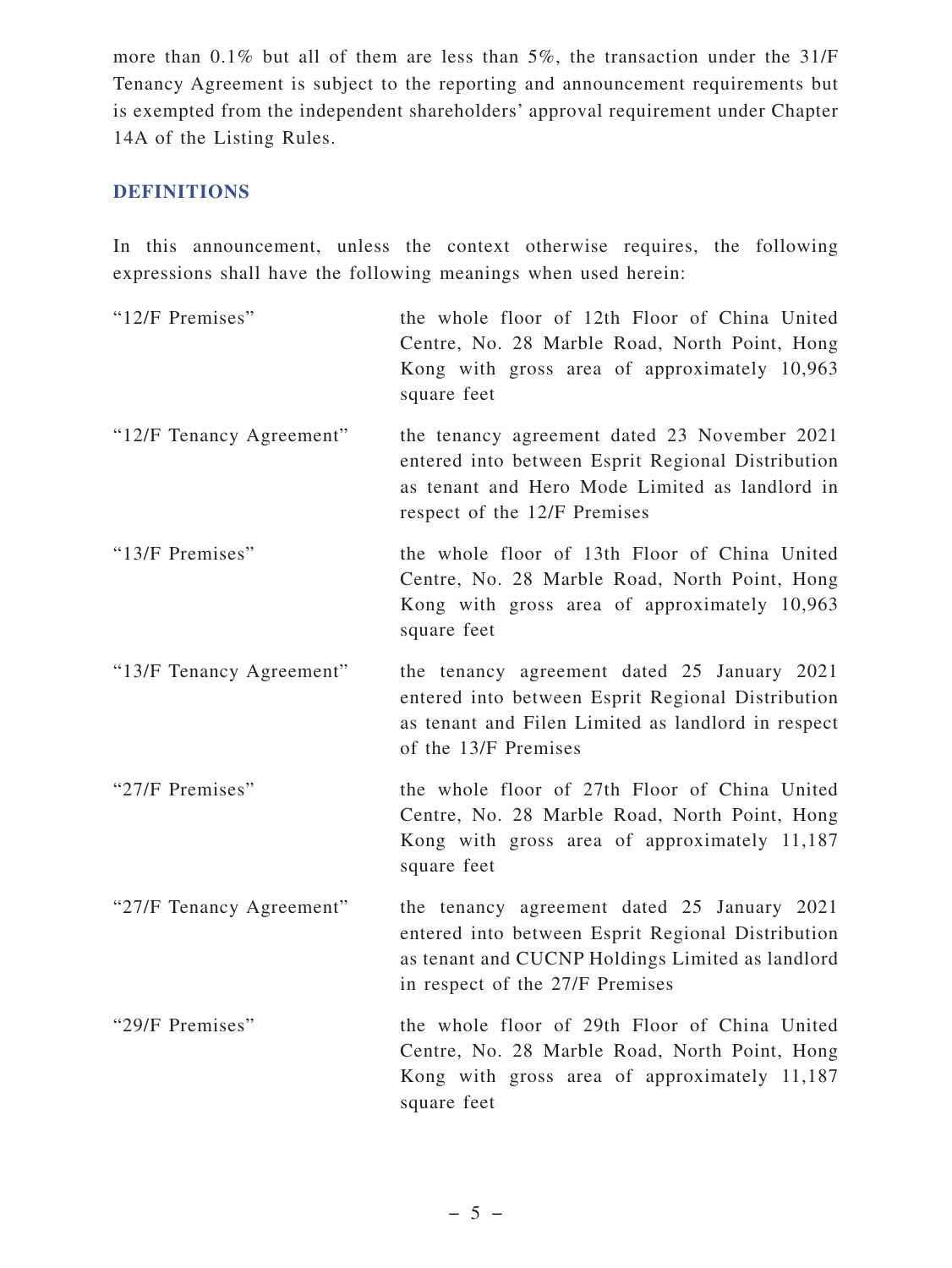more than 0.1% but all of them are less than 5%, the transaction under the 31/F Tenancy Agreement is subject to the reporting and announcement requirements but is exempted from the independent shareholders' approval requirement under Chapter 14A of the Listing Rules.

## DEFINITIONS

In this announcement, unless the context otherwise requires, the following expressions shall have the following meanings when used herein:

| | |
|---|---|
| "12/F Premises" | the whole floor of 12th Floor of China United Centre, No. 28 Marble Road, North Point, Hong Kong with gross area of approximately 10,963 square feet |
| "12/F Tenancy Agreement" | the tenancy agreement dated 23 November 2021 entered into between Esprit Regional Distribution as tenant and Hero Mode Limited as landlord in respect of the 12/F Premises |
| "13/F Premises" | the whole floor of 13th Floor of China United Centre, No. 28 Marble Road, North Point, Hong Kong with gross area of approximately 10,963 square feet |
| "13/F Tenancy Agreement" | the tenancy agreement dated 25 January 2021 entered into between Esprit Regional Distribution as tenant and Filen Limited as landlord in respect of the 13/F Premises |
| "27/F Premises" | the whole floor of 27th Floor of China United Centre, No. 28 Marble Road, North Point, Hong Kong with gross area of approximately 11,187 square feet |
| "27/F Tenancy Agreement" | the tenancy agreement dated 25 January 2021 entered into between Esprit Regional Distribution as tenant and CUCNP Holdings Limited as landlord in respect of the 27/F Premises |
| "29/F Premises" | the whole floor of 29th Floor of China United Centre, No. 28 Marble Road, North Point, Hong Kong with gross area of approximately 11,187 square feet |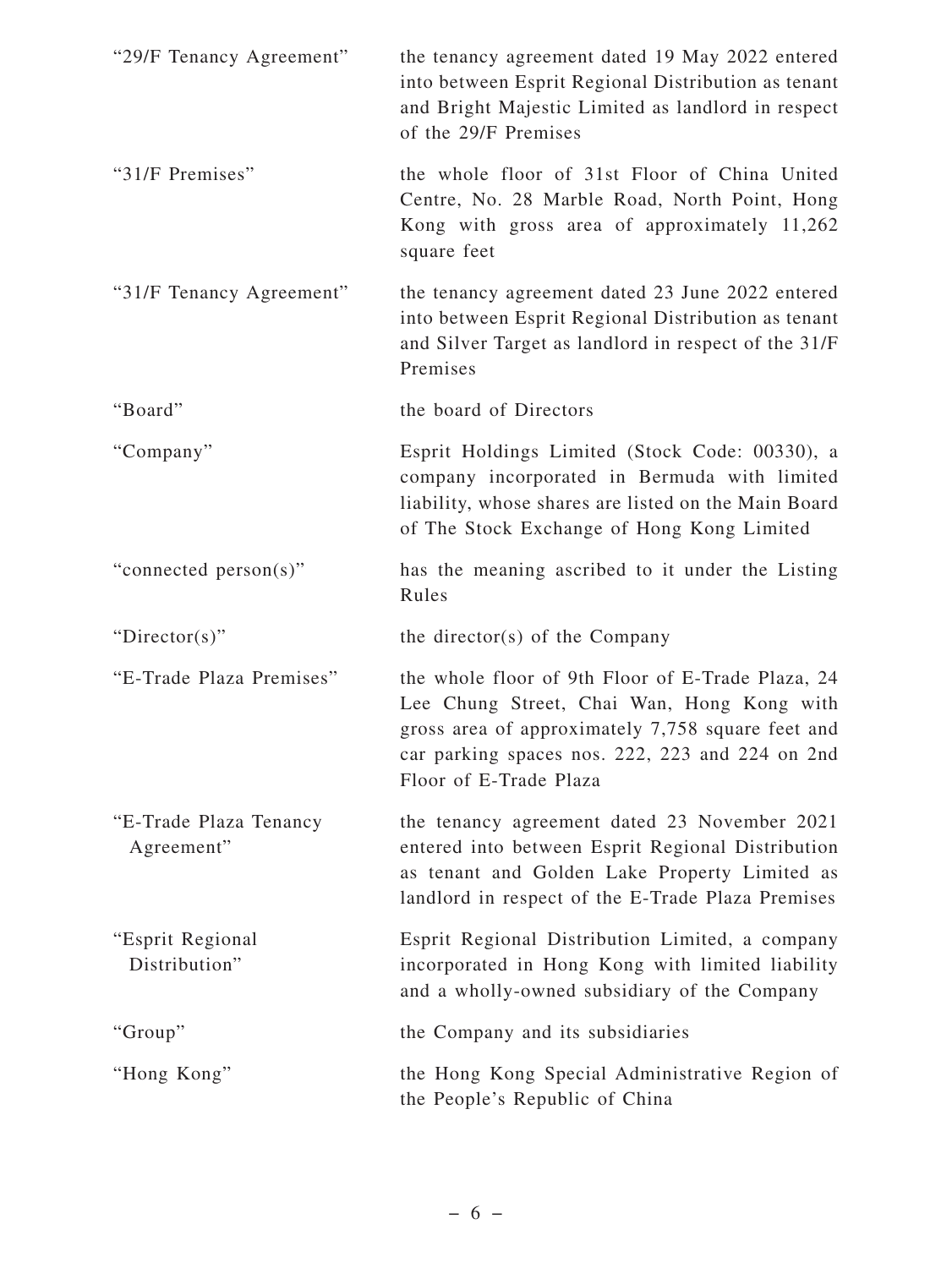| | |
|---|---|
| "29/F Tenancy Agreement" | the tenancy agreement dated 19 May 2022 entered into between Esprit Regional Distribution as tenant and Bright Majestic Limited as landlord in respect of the 29/F Premises |
| "31/F Premises" | the whole floor of 31st Floor of China United Centre, No. 28 Marble Road, North Point, Hong Kong with gross area of approximately 11,262 square feet |
| "31/F Tenancy Agreement" | the tenancy agreement dated 23 June 2022 entered into between Esprit Regional Distribution as tenant and Silver Target as landlord in respect of the 31/F Premises |
| "Board" | the board of Directors |
| "Company" | Esprit Holdings Limited (Stock Code: 00330), a company incorporated in Bermuda with limited liability, whose shares are listed on the Main Board of The Stock Exchange of Hong Kong Limited |
| "connected person(s)" | has the meaning ascribed to it under the Listing Rules |
| "Director(s)" | the director(s) of the Company |
| "E-Trade Plaza Premises" | the whole floor of 9th Floor of E-Trade Plaza, 24 Lee Chung Street, Chai Wan, Hong Kong with gross area of approximately 7,758 square feet and car parking spaces nos. 222, 223 and 224 on 2nd Floor of E-Trade Plaza |
| "E-Trade Plaza Tenancy Agreement" | the tenancy agreement dated 23 November 2021 entered into between Esprit Regional Distribution as tenant and Golden Lake Property Limited as landlord in respect of the E-Trade Plaza Premises |
| "Esprit Regional Distribution" | Esprit Regional Distribution Limited, a company incorporated in Hong Kong with limited liability and a wholly-owned subsidiary of the Company |
| "Group" | the Company and its subsidiaries |
| "Hong Kong" | the Hong Kong Special Administrative Region of the People's Republic of China |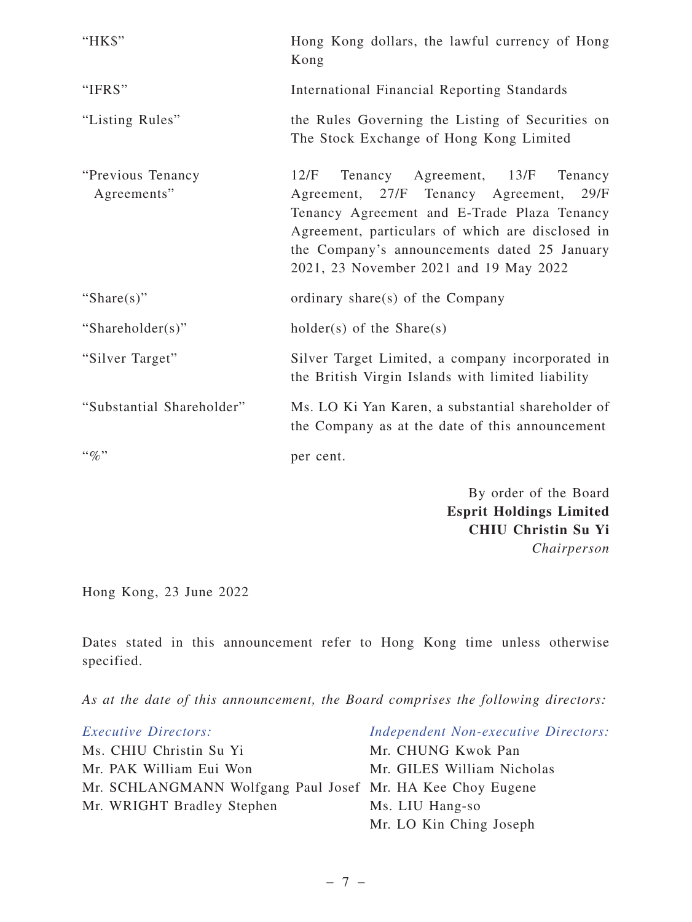| | |
|---|---|
| "HK$" | Hong Kong dollars, the lawful currency of Hong Kong |
| "IFRS" | International Financial Reporting Standards |
| "Listing Rules" | the Rules Governing the Listing of Securities on The Stock Exchange of Hong Kong Limited |
| "Previous Tenancy Agreements" | 12/F Tenancy Agreement, 13/F Tenancy Agreement, 27/F Tenancy Agreement, 29/F Tenancy Agreement and E-Trade Plaza Tenancy Agreement, particulars of which are disclosed in the Company's announcements dated 25 January 2021, 23 November 2021 and 19 May 2022 |
| "Share(s)" | ordinary share(s) of the Company |
| "Shareholder(s)" | holder(s) of the Share(s) |
| "Silver Target" | Silver Target Limited, a company incorporated in the British Virgin Islands with limited liability |
| "Substantial Shareholder" | Ms. LO Ki Yan Karen, a substantial shareholder of the Company as at the date of this announcement |
| "%" | per cent. |

By order of the Board
**Esprit Holdings Limited**
**CHIU Christin Su Yi**
*Chairperson*

Hong Kong, 23 June 2022

Dates stated in this announcement refer to Hong Kong time unless otherwise specified.

*As at the date of this announcement, the Board comprises the following directors:*

*Executive Directors:*
Ms. CHIU Christin Su Yi
Mr. PAK William Eui Won
Mr. SCHLANGMANN Wolfgang Paul Josef
Mr. WRIGHT Bradley Stephen

*Independent Non-executive Directors:*
Mr. CHUNG Kwok Pan
Mr. GILES William Nicholas
Mr. HA Kee Choy Eugene
Ms. LIU Hang-so
Mr. LO Kin Ching Joseph